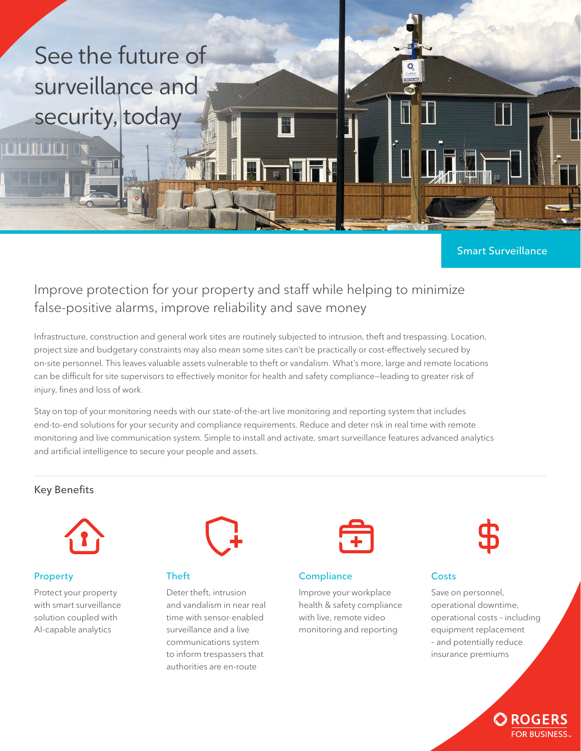# See the future of surveillance and security, today

Smart Surveillance

## Improve protection for your property and staff while helping to minimize false-positive alarms, improve reliability and save money

Infrastructure, construction and general work sites are routinely subjected to intrusion, theft and trespassing. Location, project size and budgetary constraints may also mean some sites can't be practically or cost-effectively secured by on-site personnel. This leaves valuable assets vulnerable to theft or vandalism. What's more, large and remote locations can be difficult for site supervisors to effectively monitor for health and safety compliance—leading to greater risk of injury, fines and loss of work.

Stay on top of your monitoring needs with our state-of-the-art live monitoring and reporting system that includes end-to-end solutions for your security and compliance requirements. Reduce and deter risk in real time with remote monitoring and live communication system. Simple to install and activate, smart surveillance features advanced analytics and artificial intelligence to secure your people and assets.

### Key Benefits

#### Property

Protect your property with smart surveillance solution coupled with AI-capable analytics

#### Theft

Deter theft, intrusion and vandalism in near real time with sensor-enabled surveillance and a live communications system to inform trespassers that authorities are en-route

#### Compliance

Improve your workplace health & safety compliance with live, remote video monitoring and reporting

#### Costs

Save on personnel, operational downtime, operational costs – including equipment replacement – and potentially reduce insurance premiums

ROGERS FOR BUSINESS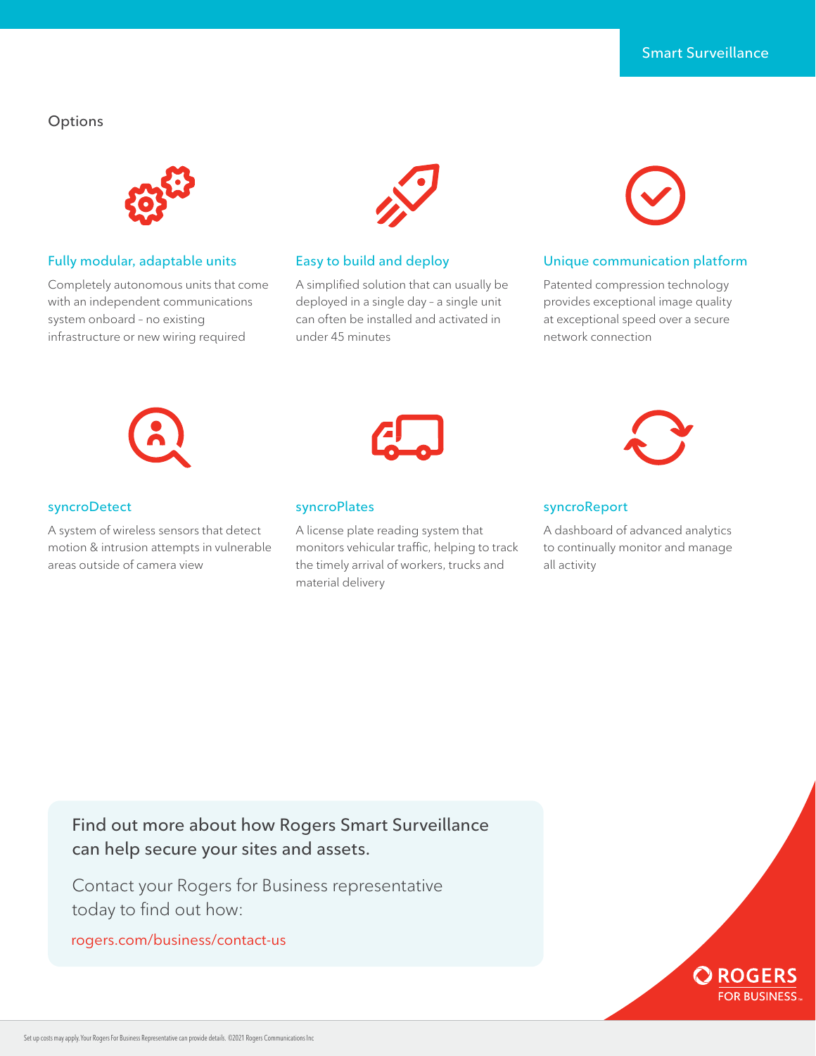## Options

### Fully modular, adaptable units

Completely autonomous units that come with an independent communications system onboard – no existing infrastructure or new wiring required

### Easy to build and deploy

A simplified solution that can usually be deployed in a single day – a single unit can often be installed and activated in under 45 minutes

### Unique communication platform

Patented compression technology provides exceptional image quality at exceptional speed over a secure network connection

### syncroDetect

A system of wireless sensors that detect motion & intrusion attempts in vulnerable areas outside of camera view

### syncroPlates

A license plate reading system that monitors vehicular traffic, helping to track the timely arrival of workers, trucks and material delivery

### syncroReport

A dashboard of advanced analytics to continually monitor and manage all activity

**Find out more about how Rogers Smart Surveillance can help secure your sites and assets.**

Contact your Rogers for Business representative today to find out how:

rogers.com/business/contact-us

ROGERS FOR BUSINESS

Set up costs may apply. Your Rogers For Business Representative can provide details. ©2021 Rogers Communications Inc